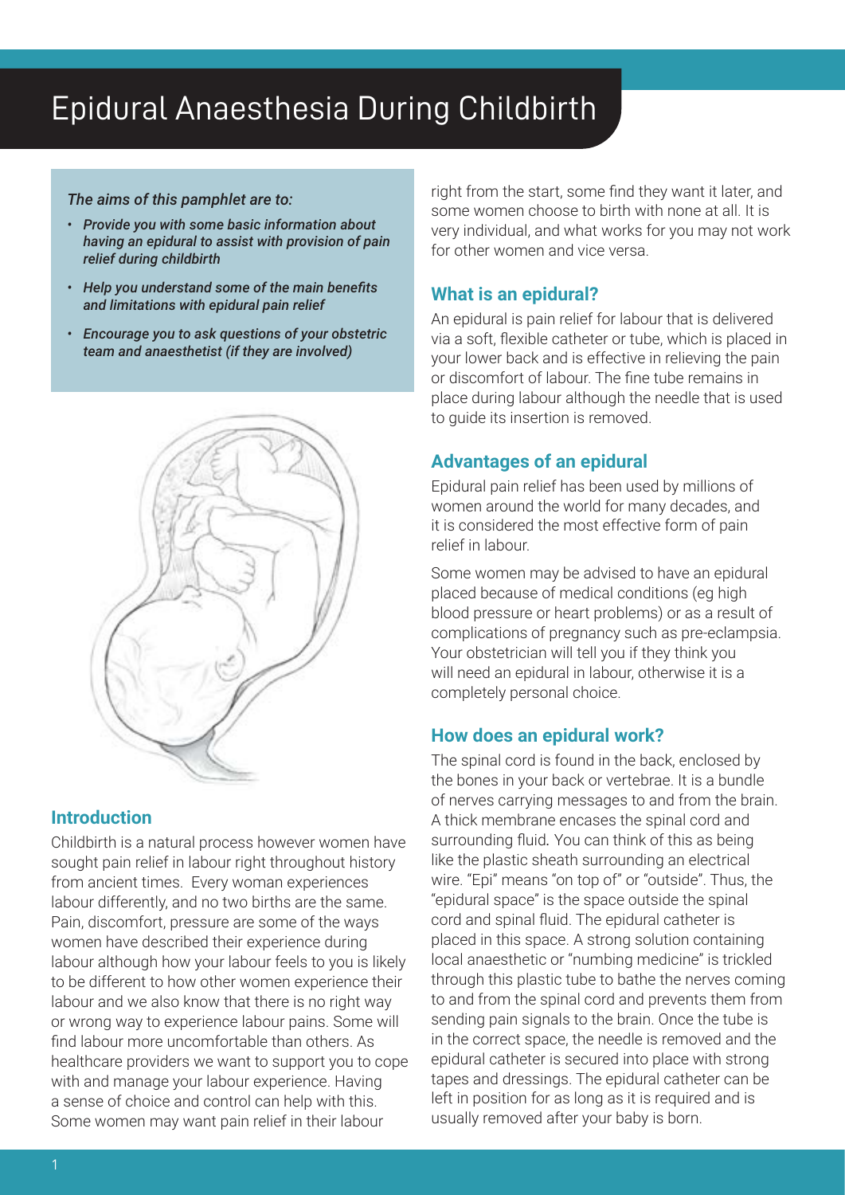# Epidural Anaesthesia During Childbirth

***The aims of this pamphlet are to:***

- ***Provide you with some basic information about having an epidural to assist with provision of pain relief during childbirth***
- ***Help you understand some of the main benefits and limitations with epidural pain relief***
- ***Encourage you to ask questions of your obstetric team and anaesthetist (if they are involved)***

## Introduction

Childbirth is a natural process however women have sought pain relief in labour right throughout history from ancient times. Every woman experiences labour differently, and no two births are the same. Pain, discomfort, pressure are some of the ways women have described their experience during labour although how your labour feels to you is likely to be different to how other women experience their labour and we also know that there is no right way or wrong way to experience labour pains. Some will find labour more uncomfortable than others. As healthcare providers we want to support you to cope with and manage your labour experience. Having a sense of choice and control can help with this. Some women may want pain relief in their labour right from the start, some find they want it later, and some women choose to birth with none at all. It is very individual, and what works for you may not work for other women and vice versa.

## What is an epidural?

An epidural is pain relief for labour that is delivered via a soft, flexible catheter or tube, which is placed in your lower back and is effective in relieving the pain or discomfort of labour. The fine tube remains in place during labour although the needle that is used to guide its insertion is removed.

## Advantages of an epidural

Epidural pain relief has been used by millions of women around the world for many decades, and it is considered the most effective form of pain relief in labour.

Some women may be advised to have an epidural placed because of medical conditions (eg high blood pressure or heart problems) or as a result of complications of pregnancy such as pre-eclampsia. Your obstetrician will tell you if they think you will need an epidural in labour, otherwise it is a completely personal choice.

## How does an epidural work?

The spinal cord is found in the back, enclosed by the bones in your back or vertebrae. It is a bundle of nerves carrying messages to and from the brain. A thick membrane encases the spinal cord and surrounding fluid. You can think of this as being like the plastic sheath surrounding an electrical wire. "Epi" means "on top of" or "outside". Thus, the "epidural space" is the space outside the spinal cord and spinal fluid. The epidural catheter is placed in this space. A strong solution containing local anaesthetic or "numbing medicine" is trickled through this plastic tube to bathe the nerves coming to and from the spinal cord and prevents them from sending pain signals to the brain. Once the tube is in the correct space, the needle is removed and the epidural catheter is secured into place with strong tapes and dressings. The epidural catheter can be left in position for as long as it is required and is usually removed after your baby is born.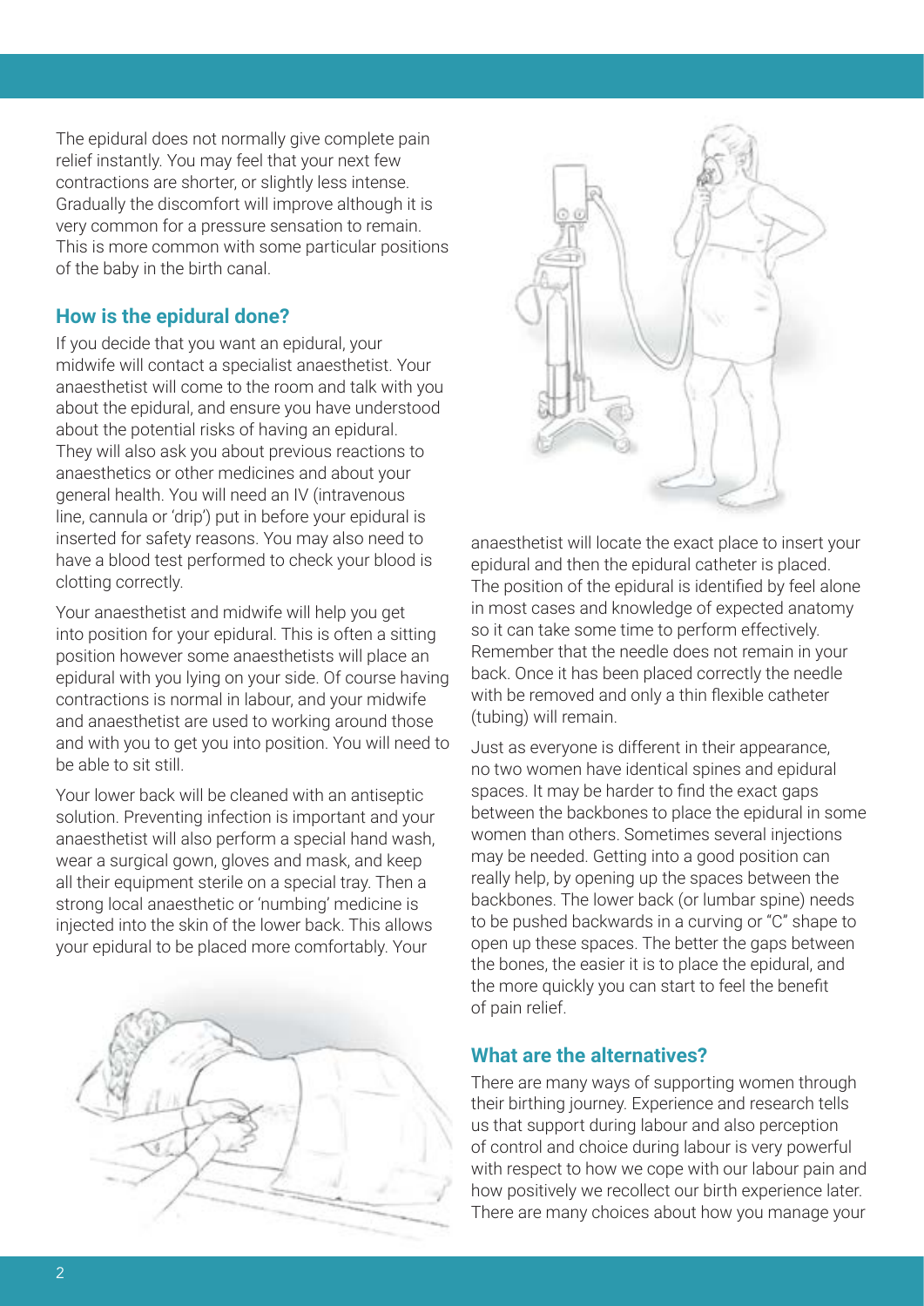The epidural does not normally give complete pain relief instantly. You may feel that your next few contractions are shorter, or slightly less intense. Gradually the discomfort will improve although it is very common for a pressure sensation to remain. This is more common with some particular positions of the baby in the birth canal.

## How is the epidural done?

If you decide that you want an epidural, your midwife will contact a specialist anaesthetist. Your anaesthetist will come to the room and talk with you about the epidural, and ensure you have understood about the potential risks of having an epidural. They will also ask you about previous reactions to anaesthetics or other medicines and about your general health. You will need an IV (intravenous line, cannula or 'drip') put in before your epidural is inserted for safety reasons. You may also need to have a blood test performed to check your blood is clotting correctly.

Your anaesthetist and midwife will help you get into position for your epidural. This is often a sitting position however some anaesthetists will place an epidural with you lying on your side. Of course having contractions is normal in labour, and your midwife and anaesthetist are used to working around those and with you to get you into position. You will need to be able to sit still.

Your lower back will be cleaned with an antiseptic solution. Preventing infection is important and your anaesthetist will also perform a special hand wash, wear a surgical gown, gloves and mask, and keep all their equipment sterile on a special tray. Then a strong local anaesthetic or 'numbing' medicine is injected into the skin of the lower back. This allows your epidural to be placed more comfortably. Your anaesthetist will locate the exact place to insert your epidural and then the epidural catheter is placed. The position of the epidural is identified by feel alone in most cases and knowledge of expected anatomy so it can take some time to perform effectively. Remember that the needle does not remain in your back. Once it has been placed correctly the needle with be removed and only a thin flexible catheter (tubing) will remain.

Just as everyone is different in their appearance, no two women have identical spines and epidural spaces. It may be harder to find the exact gaps between the backbones to place the epidural in some women than others. Sometimes several injections may be needed. Getting into a good position can really help, by opening up the spaces between the backbones. The lower back (or lumbar spine) needs to be pushed backwards in a curving or "C" shape to open up these spaces. The better the gaps between the bones, the easier it is to place the epidural, and the more quickly you can start to feel the benefit of pain relief.

## What are the alternatives?

There are many ways of supporting women through their birthing journey. Experience and research tells us that support during labour and also perception of control and choice during labour is very powerful with respect to how we cope with our labour pain and how positively we recollect our birth experience later. There are many choices about how you manage your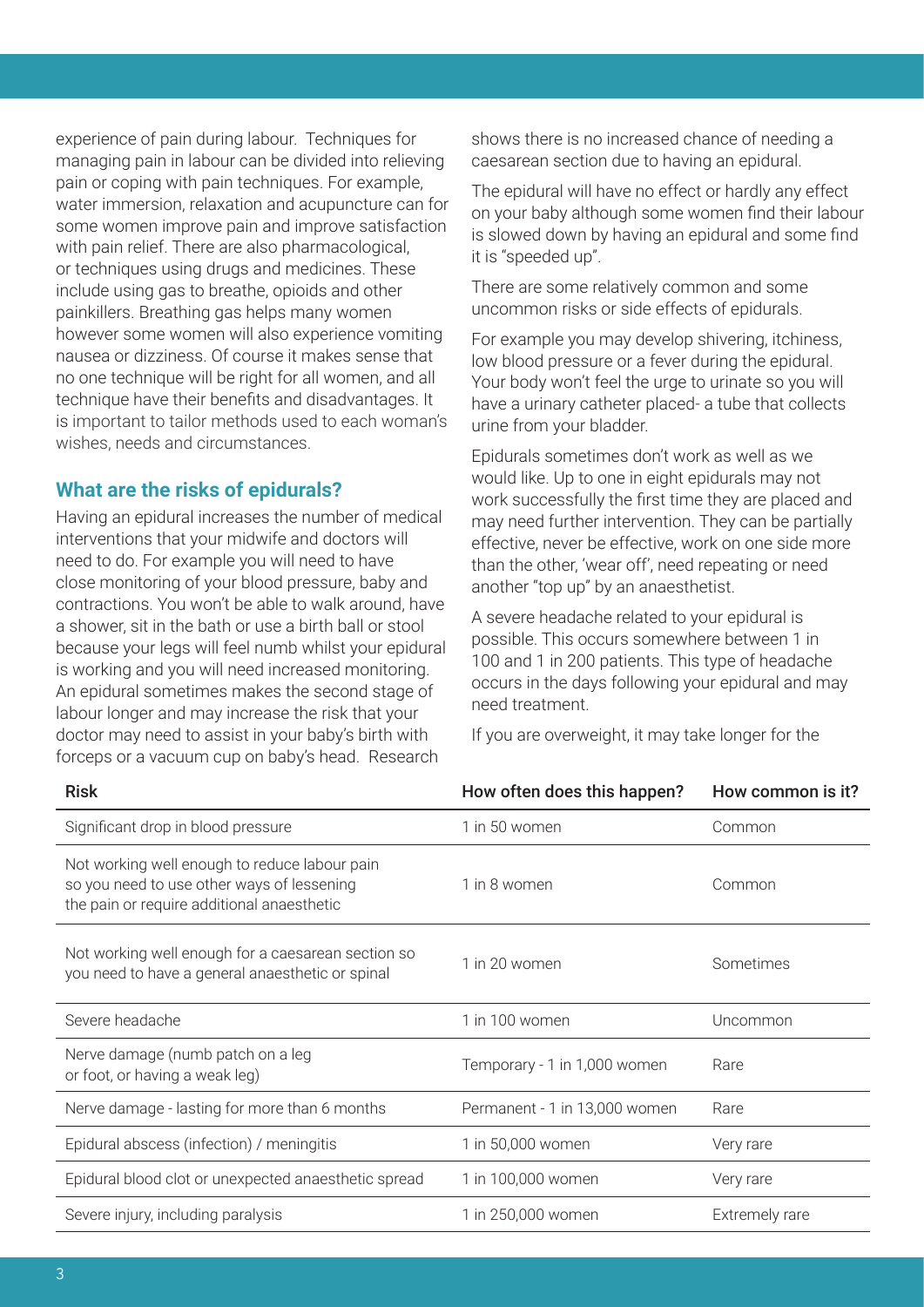experience of pain during labour. Techniques for managing pain in labour can be divided into relieving pain or coping with pain techniques. For example, water immersion, relaxation and acupuncture can for some women improve pain and improve satisfaction with pain relief. There are also pharmacological, or techniques using drugs and medicines. These include using gas to breathe, opioids and other painkillers. Breathing gas helps many women however some women will also experience vomiting nausea or dizziness. Of course it makes sense that no one technique will be right for all women, and all technique have their benefits and disadvantages. It is important to tailor methods used to each woman's wishes, needs and circumstances.

## What are the risks of epidurals?

Having an epidural increases the number of medical interventions that your midwife and doctors will need to do. For example you will need to have close monitoring of your blood pressure, baby and contractions. You won't be able to walk around, have a shower, sit in the bath or use a birth ball or stool because your legs will feel numb whilst your epidural is working and you will need increased monitoring. An epidural sometimes makes the second stage of labour longer and may increase the risk that your doctor may need to assist in your baby's birth with forceps or a vacuum cup on baby's head. Research shows there is no increased chance of needing a caesarean section due to having an epidural.

The epidural will have no effect or hardly any effect on your baby although some women find their labour is slowed down by having an epidural and some find it is "speeded up".

There are some relatively common and some uncommon risks or side effects of epidurals.

For example you may develop shivering, itchiness, low blood pressure or a fever during the epidural. Your body won't feel the urge to urinate so you will have a urinary catheter placed- a tube that collects urine from your bladder.

Epidurals sometimes don't work as well as we would like. Up to one in eight epidurals may not work successfully the first time they are placed and may need further intervention. They can be partially effective, never be effective, work on one side more than the other, 'wear off', need repeating or need another "top up" by an anaesthetist.

A severe headache related to your epidural is possible. This occurs somewhere between 1 in 100 and 1 in 200 patients. This type of headache occurs in the days following your epidural and may need treatment.

If you are overweight, it may take longer for the

| Risk | How often does this happen? | How common is it? |
|---|---|---|
| Significant drop in blood pressure | 1 in 50 women | Common |
| Not working well enough to reduce labour pain so you need to use other ways of lessening the pain or require additional anaesthetic | 1 in 8 women | Common |
| Not working well enough for a caesarean section so you need to have a general anaesthetic or spinal | 1 in 20 women | Sometimes |
| Severe headache | 1 in 100 women | Uncommon |
| Nerve damage (numb patch on a leg or foot, or having a weak leg) | Temporary - 1 in 1,000 women | Rare |
| Nerve damage - lasting for more than 6 months | Permanent - 1 in 13,000 women | Rare |
| Epidural abscess (infection) / meningitis | 1 in 50,000 women | Very rare |
| Epidural blood clot or unexpected anaesthetic spread | 1 in 100,000 women | Very rare |
| Severe injury, including paralysis | 1 in 250,000 women | Extremely rare |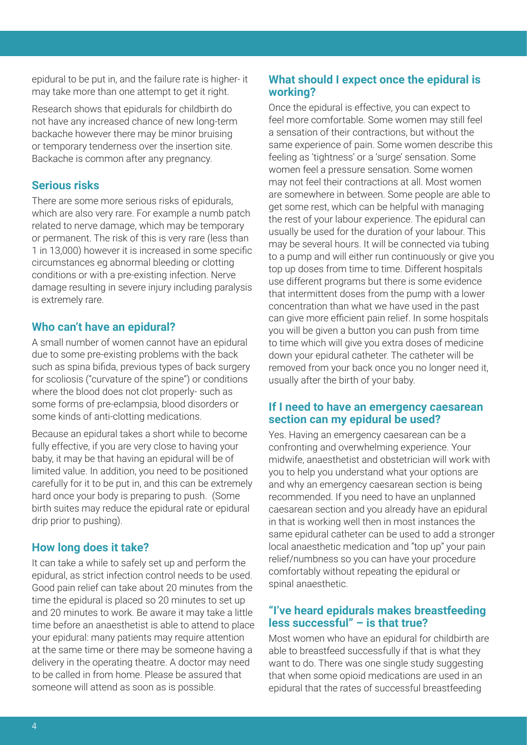epidural to be put in, and the failure rate is higher- it may take more than one attempt to get it right.

Research shows that epidurals for childbirth do not have any increased chance of new long-term backache however there may be minor bruising or temporary tenderness over the insertion site. Backache is common after any pregnancy.

### Serious risks

There are some more serious risks of epidurals, which are also very rare. For example a numb patch related to nerve damage, which may be temporary or permanent. The risk of this is very rare (less than 1 in 13,000) however it is increased in some specific circumstances eg abnormal bleeding or clotting conditions or with a pre-existing infection. Nerve damage resulting in severe injury including paralysis is extremely rare.

### Who can't have an epidural?

A small number of women cannot have an epidural due to some pre-existing problems with the back such as spina bifida, previous types of back surgery for scoliosis ("curvature of the spine") or conditions where the blood does not clot properly- such as some forms of pre-eclampsia, blood disorders or some kinds of anti-clotting medications.

Because an epidural takes a short while to become fully effective, if you are very close to having your baby, it may be that having an epidural will be of limited value. In addition, you need to be positioned carefully for it to be put in, and this can be extremely hard once your body is preparing to push. (Some birth suites may reduce the epidural rate or epidural drip prior to pushing).

### How long does it take?

It can take a while to safely set up and perform the epidural, as strict infection control needs to be used. Good pain relief can take about 20 minutes from the time the epidural is placed so 20 minutes to set up and 20 minutes to work. Be aware it may take a little time before an anaesthetist is able to attend to place your epidural: many patients may require attention at the same time or there may be someone having a delivery in the operating theatre. A doctor may need to be called in from home. Please be assured that someone will attend as soon as is possible.

### What should I expect once the epidural is working?

Once the epidural is effective, you can expect to feel more comfortable. Some women may still feel a sensation of their contractions, but without the same experience of pain. Some women describe this feeling as 'tightness' or a 'surge' sensation. Some women feel a pressure sensation. Some women may not feel their contractions at all. Most women are somewhere in between. Some people are able to get some rest, which can be helpful with managing the rest of your labour experience. The epidural can usually be used for the duration of your labour. This may be several hours. It will be connected via tubing to a pump and will either run continuously or give you top up doses from time to time. Different hospitals use different programs but there is some evidence that intermittent doses from the pump with a lower concentration than what we have used in the past can give more efficient pain relief. In some hospitals you will be given a button you can push from time to time which will give you extra doses of medicine down your epidural catheter. The catheter will be removed from your back once you no longer need it, usually after the birth of your baby.

### If I need to have an emergency caesarean section can my epidural be used?

Yes. Having an emergency caesarean section can be a confronting and overwhelming experience. Your midwife, anaesthetist and obstetrician will work with you to help you understand what your options are and why an emergency caesarean section is being recommended. If you need to have an unplanned caesarean section and you already have an epidural in that is working well then in most instances the same epidural catheter can be used to add a stronger local anaesthetic medication and "top up" your pain relief/numbness so you can have your procedure comfortably without repeating the epidural or spinal anaesthetic.

### "I've heard epidurals makes breastfeeding less successful" – is that true?

Most women who have an epidural for childbirth are able to breastfeed successfully if that is what they want to do. There was one single study suggesting that when some opioid medications are used in an epidural that the rates of successful breastfeeding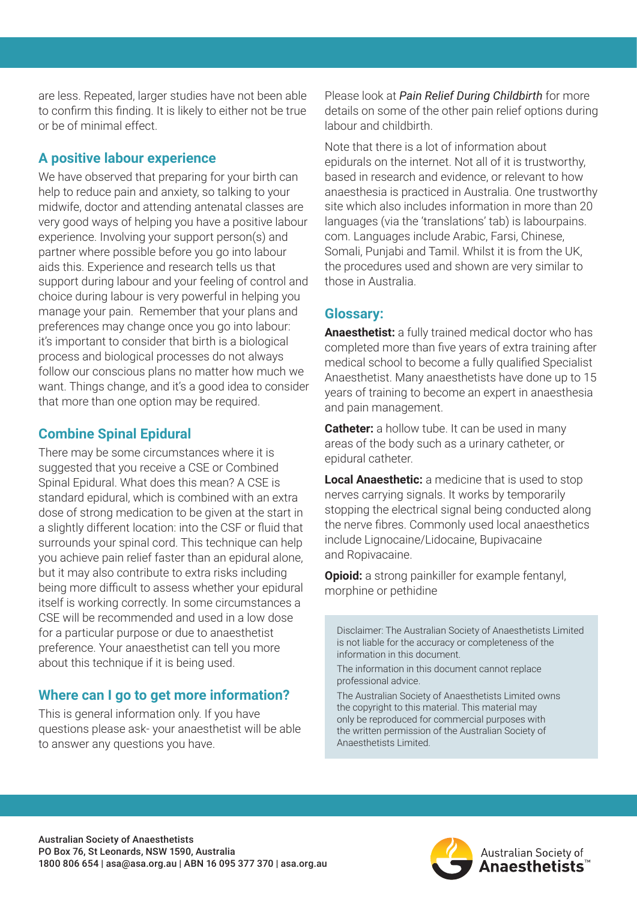are less. Repeated, larger studies have not been able to confirm this finding. It is likely to either not be true or be of minimal effect.

## A positive labour experience

We have observed that preparing for your birth can help to reduce pain and anxiety, so talking to your midwife, doctor and attending antenatal classes are very good ways of helping you have a positive labour experience. Involving your support person(s) and partner where possible before you go into labour aids this. Experience and research tells us that support during labour and your feeling of control and choice during labour is very powerful in helping you manage your pain. Remember that your plans and preferences may change once you go into labour: it's important to consider that birth is a biological process and biological processes do not always follow our conscious plans no matter how much we want. Things change, and it's a good idea to consider that more than one option may be required.

## Combine Spinal Epidural

There may be some circumstances where it is suggested that you receive a CSE or Combined Spinal Epidural. What does this mean? A CSE is standard epidural, which is combined with an extra dose of strong medication to be given at the start in a slightly different location: into the CSF or fluid that surrounds your spinal cord. This technique can help you achieve pain relief faster than an epidural alone, but it may also contribute to extra risks including being more difficult to assess whether your epidural itself is working correctly. In some circumstances a CSE will be recommended and used in a low dose for a particular purpose or due to anaesthetist preference. Your anaesthetist can tell you more about this technique if it is being used.

## Where can I go to get more information?

This is general information only. If you have questions please ask- your anaesthetist will be able to answer any questions you have.

Please look at *Pain Relief During Childbirth* for more details on some of the other pain relief options during labour and childbirth.

Note that there is a lot of information about epidurals on the internet. Not all of it is trustworthy, based in research and evidence, or relevant to how anaesthesia is practiced in Australia. One trustworthy site which also includes information in more than 20 languages (via the 'translations' tab) is labourpains.com. Languages include Arabic, Farsi, Chinese, Somali, Punjabi and Tamil. Whilst it is from the UK, the procedures used and shown are very similar to those in Australia.

## Glossary:

**Anaesthetist:** a fully trained medical doctor who has completed more than five years of extra training after medical school to become a fully qualified Specialist Anaesthetist. Many anaesthetists have done up to 15 years of training to become an expert in anaesthesia and pain management.

**Catheter:** a hollow tube. It can be used in many areas of the body such as a urinary catheter, or epidural catheter.

**Local Anaesthetic:** a medicine that is used to stop nerves carrying signals. It works by temporarily stopping the electrical signal being conducted along the nerve fibres. Commonly used local anaesthetics include Lignocaine/Lidocaine, Bupivacaine and Ropivacaine.

**Opioid:** a strong painkiller for example fentanyl, morphine or pethidine

Disclaimer: The Australian Society of Anaesthetists Limited is not liable for the accuracy or completeness of the information in this document.

The information in this document cannot replace professional advice.

The Australian Society of Anaesthetists Limited owns the copyright to this material. This material may only be reproduced for commercial purposes with the written permission of the Australian Society of Anaesthetists Limited.

**Australian Society of Anaesthetists**
**PO Box 76, St Leonards, NSW 1590, Australia**
**1800 806 654 | asa@asa.org.au | ABN 16 095 377 370 | asa.org.au**

Australian Society of **Anaesthetists**™